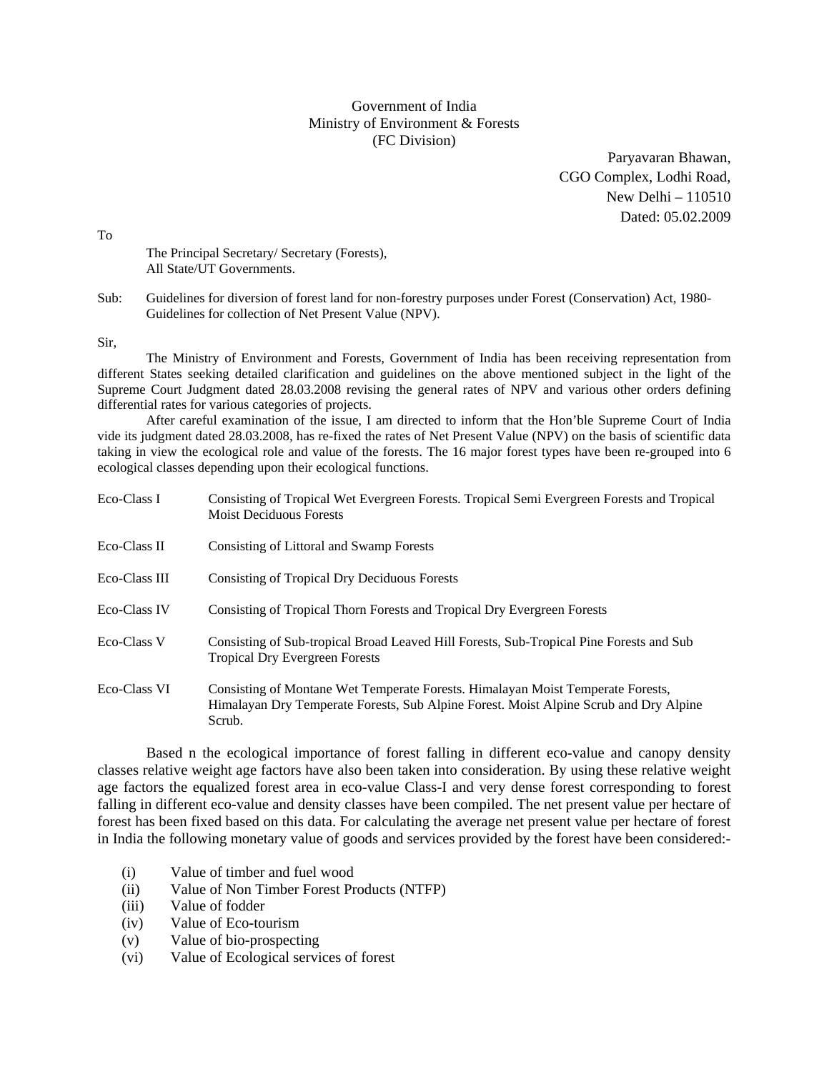Government of India
Ministry of Environment & Forests
(FC Division)

Paryavaran Bhawan,
CGO Complex, Lodhi Road,
New Delhi – 110510
Dated: 05.02.2009

To

The Principal Secretary/ Secretary (Forests),
All State/UT Governments.

Sub: Guidelines for diversion of forest land for non-forestry purposes under Forest (Conservation) Act, 1980- Guidelines for collection of Net Present Value (NPV).

Sir,

The Ministry of Environment and Forests, Government of India has been receiving representation from different States seeking detailed clarification and guidelines on the above mentioned subject in the light of the Supreme Court Judgment dated 28.03.2008 revising the general rates of NPV and various other orders defining differential rates for various categories of projects.

After careful examination of the issue, I am directed to inform that the Hon'ble Supreme Court of India vide its judgment dated 28.03.2008, has re-fixed the rates of Net Present Value (NPV) on the basis of scientific data taking in view the ecological role and value of the forests. The 16 major forest types have been re-grouped into 6 ecological classes depending upon their ecological functions.

| | |
|---|---|
| Eco-Class I | Consisting of Tropical Wet Evergreen Forests. Tropical Semi Evergreen Forests and Tropical Moist Deciduous Forests |
| Eco-Class II | Consisting of Littoral and Swamp Forests |
| Eco-Class III | Consisting of Tropical Dry Deciduous Forests |
| Eco-Class IV | Consisting of Tropical Thorn Forests and Tropical Dry Evergreen Forests |
| Eco-Class V | Consisting of Sub-tropical Broad Leaved Hill Forests, Sub-Tropical Pine Forests and Sub Tropical Dry Evergreen Forests |
| Eco-Class VI | Consisting of Montane Wet Temperate Forests. Himalayan Moist Temperate Forests, Himalayan Dry Temperate Forests, Sub Alpine Forest. Moist Alpine Scrub and Dry Alpine Scrub. |

Based n the ecological importance of forest falling in different eco-value and canopy density classes relative weight age factors have also been taken into consideration. By using these relative weight age factors the equalized forest area in eco-value Class-I and very dense forest corresponding to forest falling in different eco-value and density classes have been compiled. The net present value per hectare of forest has been fixed based on this data. For calculating the average net present value per hectare of forest in India the following monetary value of goods and services provided by the forest have been considered:-

(i) Value of timber and fuel wood
(ii) Value of Non Timber Forest Products (NTFP)
(iii) Value of fodder
(iv) Value of Eco-tourism
(v) Value of bio-prospecting
(vi) Value of Ecological services of forest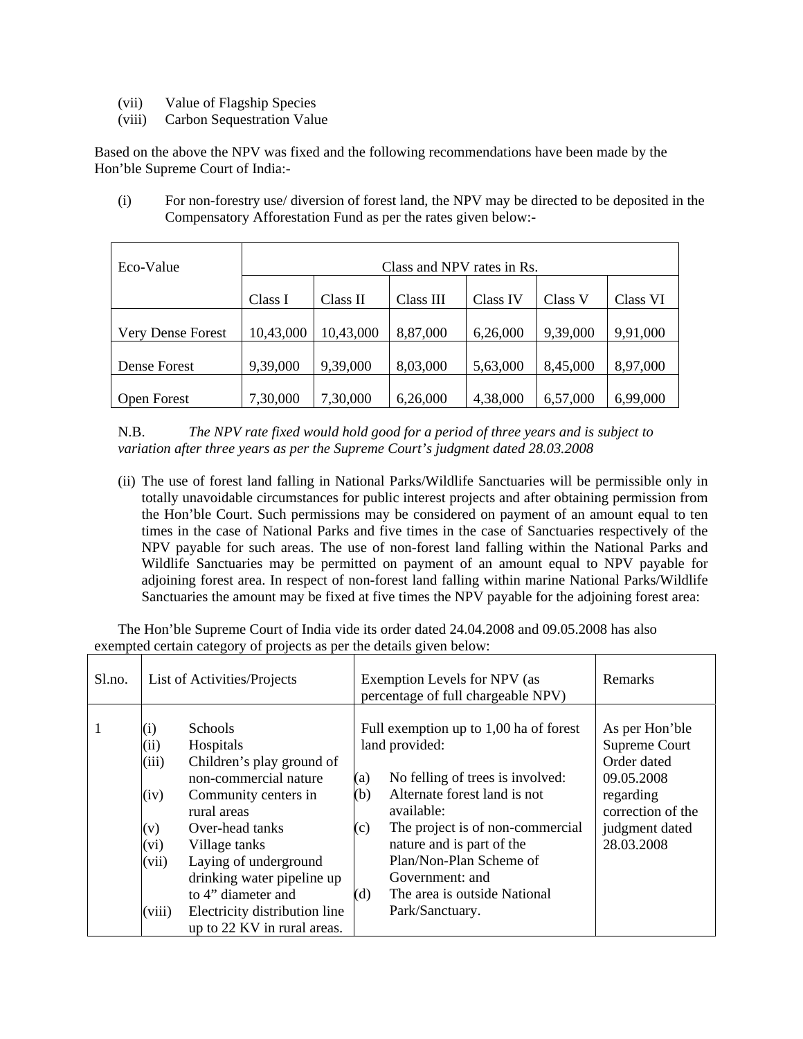(vii) Value of Flagship Species
(viii) Carbon Sequestration Value

Based on the above the NPV was fixed and the following recommendations have been made by the Hon'ble Supreme Court of India:-

(i) For non-forestry use/ diversion of forest land, the NPV may be directed to be deposited in the Compensatory Afforestation Fund as per the rates given below:-

| Eco-Value | Class and NPV rates in Rs. | | | | | |
|---|---|---|---|---|---|---|
| | Class I | Class II | Class III | Class IV | Class V | Class VI |
| Very Dense Forest | 10,43,000 | 10,43,000 | 8,87,000 | 6,26,000 | 9,39,000 | 9,91,000 |
| Dense Forest | 9,39,000 | 9,39,000 | 8,03,000 | 5,63,000 | 8,45,000 | 8,97,000 |
| Open Forest | 7,30,000 | 7,30,000 | 6,26,000 | 4,38,000 | 6,57,000 | 6,99,000 |

N.B. *The NPV rate fixed would hold good for a period of three years and is subject to variation after three years as per the Supreme Court's judgment dated 28.03.2008*

(ii) The use of forest land falling in National Parks/Wildlife Sanctuaries will be permissible only in totally unavoidable circumstances for public interest projects and after obtaining permission from the Hon'ble Court. Such permissions may be considered on payment of an amount equal to ten times in the case of National Parks and five times in the case of Sanctuaries respectively of the NPV payable for such areas. The use of non-forest land falling within the National Parks and Wildlife Sanctuaries may be permitted on payment of an amount equal to NPV payable for adjoining forest area. In respect of non-forest land falling within marine National Parks/Wildlife Sanctuaries the amount may be fixed at five times the NPV payable for the adjoining forest area:

The Hon'ble Supreme Court of India vide its order dated 24.04.2008 and 09.05.2008 has also exempted certain category of projects as per the details given below:

| Sl.no. | List of Activities/Projects | Exemption Levels for NPV (as percentage of full chargeable NPV) | Remarks |
|---|---|---|---|
| 1 | (i) Schools<br>(ii) Hospitals<br>(iii) Children's play ground of non-commercial nature<br>(iv) Community centers in rural areas<br>(v) Over-head tanks<br>(vi) Village tanks<br>(vii) Laying of underground drinking water pipeline up to 4" diameter and<br>(viii) Electricity distribution line up to 22 KV in rural areas. | Full exemption up to 1,00 ha of forest land provided:<br>(a) No felling of trees is involved:<br>(b) Alternate forest land is not available:<br>(c) The project is of non-commercial nature and is part of the Plan/Non-Plan Scheme of Government: and<br>(d) The area is outside National Park/Sanctuary. | As per Hon'ble Supreme Court Order dated 09.05.2008 regarding correction of the judgment dated 28.03.2008 |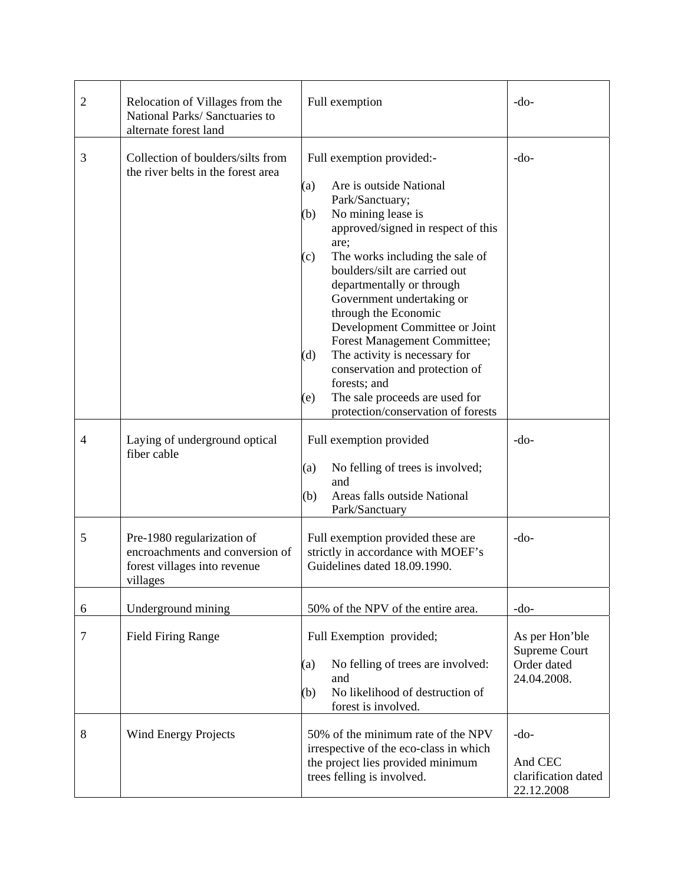| | | | |
|---|---|---|---|
| 2 | Relocation of Villages from the National Parks/ Sanctuaries to alternate forest land | Full exemption | -do- |
| 3 | Collection of boulders/silts from the river belts in the forest area | Full exemption provided:-<br>(a) Are is outside National Park/Sanctuary;<br>(b) No mining lease is approved/signed in respect of this are;<br>(c) The works including the sale of boulders/silt are carried out departmentally or through Government undertaking or through the Economic Development Committee or Joint Forest Management Committee;<br>(d) The activity is necessary for conservation and protection of forests; and<br>(e) The sale proceeds are used for protection/conservation of forests | -do- |
| 4 | Laying of underground optical fiber cable | Full exemption provided<br>(a) No felling of trees is involved; and<br>(b) Areas falls outside National Park/Sanctuary | -do- |
| 5 | Pre-1980 regularization of encroachments and conversion of forest villages into revenue villages | Full exemption provided these are strictly in accordance with MOEF's Guidelines dated 18.09.1990. | -do- |
| 6 | Underground mining | 50% of the NPV of the entire area. | -do- |
| 7 | Field Firing Range | Full Exemption provided;<br>(a) No felling of trees are involved: and<br>(b) No likelihood of destruction of forest is involved. | As per Hon'ble Supreme Court Order dated 24.04.2008. |
| 8 | Wind Energy Projects | 50% of the minimum rate of the NPV irrespective of the eco-class in which the project lies provided minimum trees felling is involved. | -do-<br><br>And CEC clarification dated 22.12.2008 |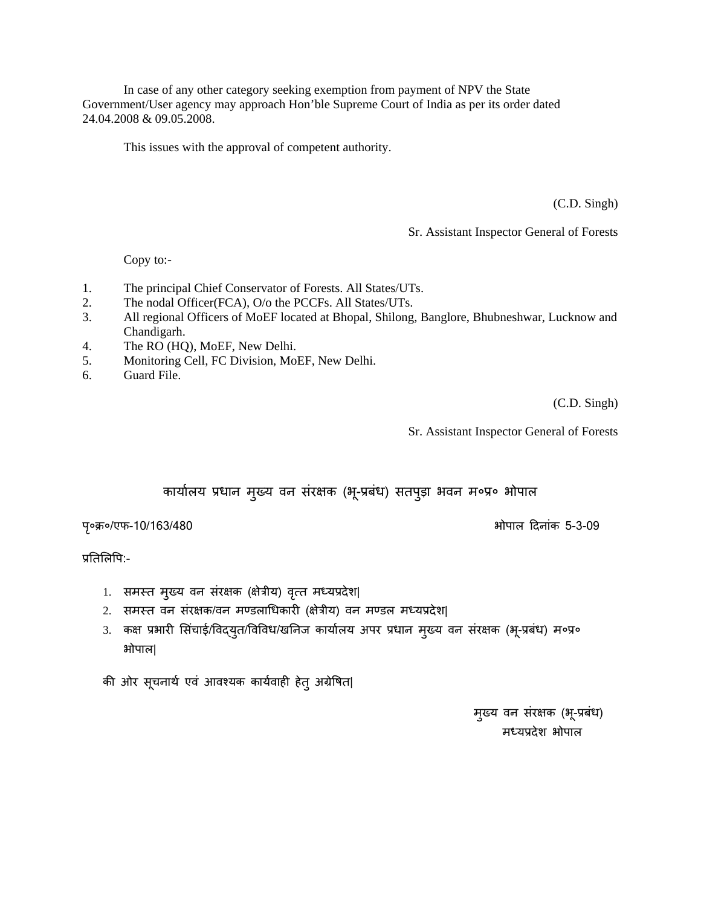In case of any other category seeking exemption from payment of NPV the State Government/User agency may approach Hon'ble Supreme Court of India as per its order dated 24.04.2008 & 09.05.2008.

This issues with the approval of competent authority.

(C.D. Singh)

Sr. Assistant Inspector General of Forests

Copy to:-

1. The principal Chief Conservator of Forests. All States/UTs.
2. The nodal Officer(FCA), O/o the PCCFs. All States/UTs.
3. All regional Officers of MoEF located at Bhopal, Shilong, Banglore, Bhubneshwar, Lucknow and Chandigarh.
4. The RO (HQ), MoEF, New Delhi.
5. Monitoring Cell, FC Division, MoEF, New Delhi.
6. Guard File.

(C.D. Singh)

Sr. Assistant Inspector General of Forests

## कार्यालय प्रधान मुख्य वन संरक्षक (भू-प्रबंध) सतपुड़ा भवन म०प्र० भोपाल

पृ०क्र०/एफ-10/163/480 भोपाल दिनांक 5-3-09

प्रतिलिपि:-

1. समस्त मुख्य वन संरक्षक (क्षेत्रीय) वृत्त मध्यप्रदेश|
2. समस्त वन संरक्षक/वन मण्डलाधिकारी (क्षेत्रीय) वन मण्डल मध्यप्रदेश|
3. कक्ष प्रभारी सिंचाई/विद्युत/विविध/खनिज कार्यालय अपर प्रधान मुख्य वन संरक्षक (भू-प्रबंध) म०प्र० भोपाल|

की ओर सूचनार्थ एवं आवश्यक कार्यवाही हेतु अग्रेषित|

मुख्य वन संरक्षक (भू-प्रबंध)
मध्यप्रदेश भोपाल